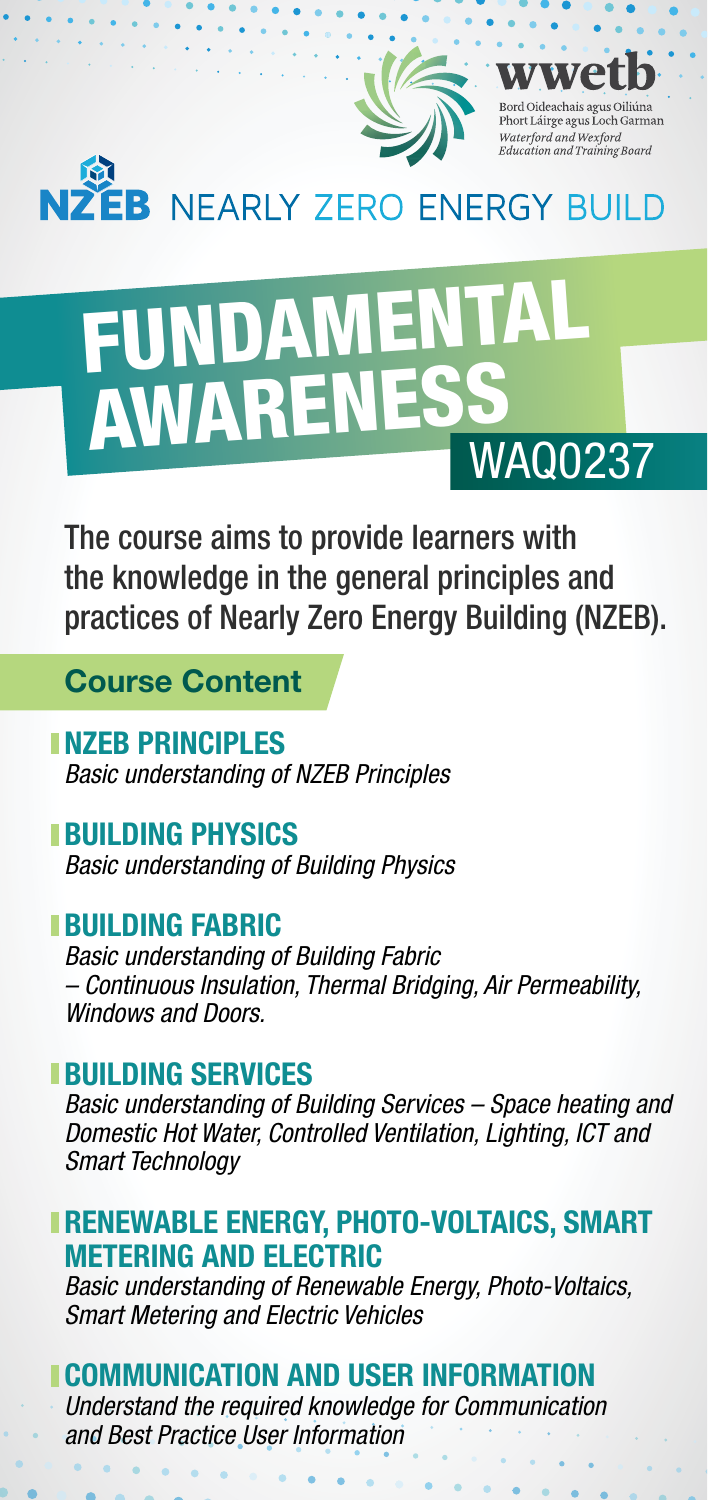**wwetb**

Bord Oideachais agus Oiliúna
Phort Láirge agus Loch Garman
*Waterford and Wexford Education and Training Board*

# NZEB NEARLY ZERO ENERGY BUILD

# FUNDAMENTAL AWARENESS

## WAQ0237

The course aims to provide learners with the knowledge in the general principles and practices of Nearly Zero Energy Building (NZEB).

## Course Content

### NZEB PRINCIPLES

*Basic understanding of NZEB Principles*

### BUILDING PHYSICS

*Basic understanding of Building Physics*

### BUILDING FABRIC

*Basic understanding of Building Fabric – Continuous Insulation, Thermal Bridging, Air Permeability, Windows and Doors.*

### BUILDING SERVICES

*Basic understanding of Building Services – Space heating and Domestic Hot Water, Controlled Ventilation, Lighting, ICT and Smart Technology*

### RENEWABLE ENERGY, PHOTO-VOLTAICS, SMART METERING AND ELECTRIC

*Basic understanding of Renewable Energy, Photo-Voltaics, Smart Metering and Electric Vehicles*

### COMMUNICATION AND USER INFORMATION

*Understand the required knowledge for Communication and Best Practice User Information*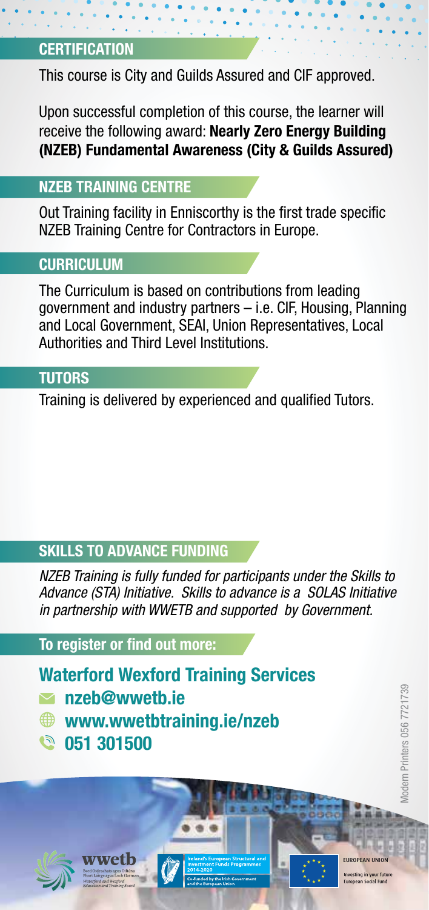## CERTIFICATION

This course is City and Guilds Assured and CIF approved.

Upon successful completion of this course, the learner will receive the following award: **Nearly Zero Energy Building (NZEB) Fundamental Awareness (City & Guilds Assured)**

## NZEB TRAINING CENTRE

Out Training facility in Enniscorthy is the first trade specific NZEB Training Centre for Contractors in Europe.

## CURRICULUM

The Curriculum is based on contributions from leading government and industry partners – i.e. CIF, Housing, Planning and Local Government, SEAI, Union Representatives, Local Authorities and Third Level Institutions.

## TUTORS

Training is delivered by experienced and qualified Tutors.

## SKILLS TO ADVANCE FUNDING

*NZEB Training is fully funded for participants under the Skills to Advance (STA) Initiative. Skills to advance is a SOLAS Initiative in partnership with WWETB and supported by Government.*

## To register or find out more:

## Waterford Wexford Training Services

- **nzeb@wwetb.ie**
- **www.wwetbtraining.ie/nzeb**
- **051 301500**

Modern Printers 056 7721739

wwetb
Bord Oideachais agus Oiliúna Phort Láirge agus Loch Garman
Waterford and Wexford Education and Training Board

Ireland's European Structural and Investment Funds Programmes 2014-2020
Co-funded by the Irish Government and the European Union

EUROPEAN UNION
Investing in your future
European Social Fund